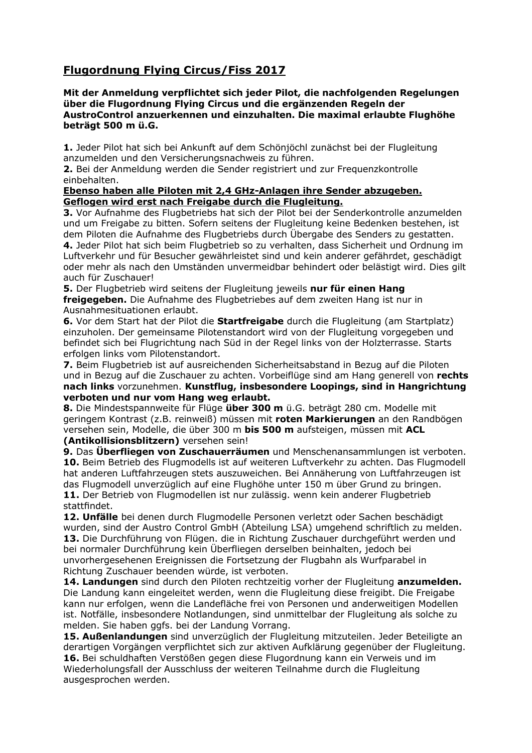# <u>Flugordnung Flying Circus/Fiss 2017</u>

**Mit der Anmeldung verpflichtet sich jeder Pilot, die nachfolgenden Regelungen über die Flugordnung Flying Circus und die ergänzenden Regeln der AustroControl anzuerkennen und einzuhalten. Die maximal erlaubte Flughöhe beträgt 500 m ü.G.**

**1.** Jeder Pilot hat sich bei Ankunft auf dem Schönjöchl zunächst bei der Flugleitung anzumelden und den Versicherungsnachweis zu führen.
**2.** Bei der Anmeldung werden die Sender registriert und zur Frequenzkontrolle einbehalten.
<u>**Ebenso haben alle Piloten mit 2,4 GHz-Anlagen ihre Sender abzugeben. Geflogen wird erst nach Freigabe durch die Flugleitung.**</u>
**3.** Vor Aufnahme des Flugbetriebs hat sich der Pilot bei der Senderkontrolle anzumelden und um Freigabe zu bitten. Sofern seitens der Flugleitung keine Bedenken bestehen, ist dem Piloten die Aufnahme des Flugbetriebs durch Übergabe des Senders zu gestatten.
**4.** Jeder Pilot hat sich beim Flugbetrieb so zu verhalten, dass Sicherheit und Ordnung im Luftverkehr und für Besucher gewährleistet sind und kein anderer gefährdet, geschädigt oder mehr als nach den Umständen unvermeidbar behindert oder belästigt wird. Dies gilt auch für Zuschauer!
**5.** Der Flugbetrieb wird seitens der Flugleitung jeweils **nur für einen Hang freigegeben.** Die Aufnahme des Flugbetriebes auf dem zweiten Hang ist nur in Ausnahmesituationen erlaubt.
**6.** Vor dem Start hat der Pilot die **Startfreigabe** durch die Flugleitung (am Startplatz) einzuholen. Der gemeinsame Pilotenstandort wird von der Flugleitung vorgegeben und befindet sich bei Flugrichtung nach Süd in der Regel links von der Holzterrasse. Starts erfolgen links vom Pilotenstandort.
**7.** Beim Flugbetrieb ist auf ausreichenden Sicherheitsabstand in Bezug auf die Piloten und in Bezug auf die Zuschauer zu achten. Vorbeiflüge sind am Hang generell von **rechts nach links** vorzunehmen. **Kunstflug, insbesondere Loopings, sind in Hangrichtung verboten und nur vom Hang weg erlaubt.**
**8.** Die Mindestspannweite für Flüge **über 300 m** ü.G. beträgt 280 cm. Modelle mit geringem Kontrast (z.B. reinweiß) müssen mit **roten Markierungen** an den Randbögen versehen sein, Modelle, die über 300 m **bis 500 m** aufsteigen, müssen mit **ACL (Antikollisionsblitzern)** versehen sein!
**9.** Das **Überfliegen von Zuschauerräumen** und Menschenansammlungen ist verboten.
**10.** Beim Betrieb des Flugmodells ist auf weiteren Luftverkehr zu achten. Das Flugmodell hat anderen Luftfahrzeugen stets auszuweichen. Bei Annäherung von Luftfahrzeugen ist das Flugmodell unverzüglich auf eine Flughöhe unter 150 m über Grund zu bringen.
**11.** Der Betrieb von Flugmodellen ist nur zulässig. wenn kein anderer Flugbetrieb stattfindet.
**12. Unfälle** bei denen durch Flugmodelle Personen verletzt oder Sachen beschädigt wurden, sind der Austro Control GmbH (Abteilung LSA) umgehend schriftlich zu melden.
**13.** Die Durchführung von Flügen. die in Richtung Zuschauer durchgeführt werden und bei normaler Durchführung kein Überfliegen derselben beinhalten, jedoch bei unvorhergesehenen Ereignissen die Fortsetzung der Flugbahn als Wurfparabel in Richtung Zuschauer beenden würde, ist verboten.
**14. Landungen** sind durch den Piloten rechtzeitig vorher der Flugleitung **anzumelden.** Die Landung kann eingeleitet werden, wenn die Flugleitung diese freigibt. Die Freigabe kann nur erfolgen, wenn die Landefläche frei von Personen und anderweitigen Modellen ist. Notfälle, insbesondere Notlandungen, sind unmittelbar der Flugleitung als solche zu melden. Sie haben ggfs. bei der Landung Vorrang.
**15. Außenlandungen** sind unverzüglich der Flugleitung mitzuteilen. Jeder Beteiligte an derartigen Vorgängen verpflichtet sich zur aktiven Aufklärung gegenüber der Flugleitung.
**16.** Bei schuldhaften Verstößen gegen diese Flugordnung kann ein Verweis und im Wiederholungsfall der Ausschluss der weiteren Teilnahme durch die Flugleitung ausgesprochen werden.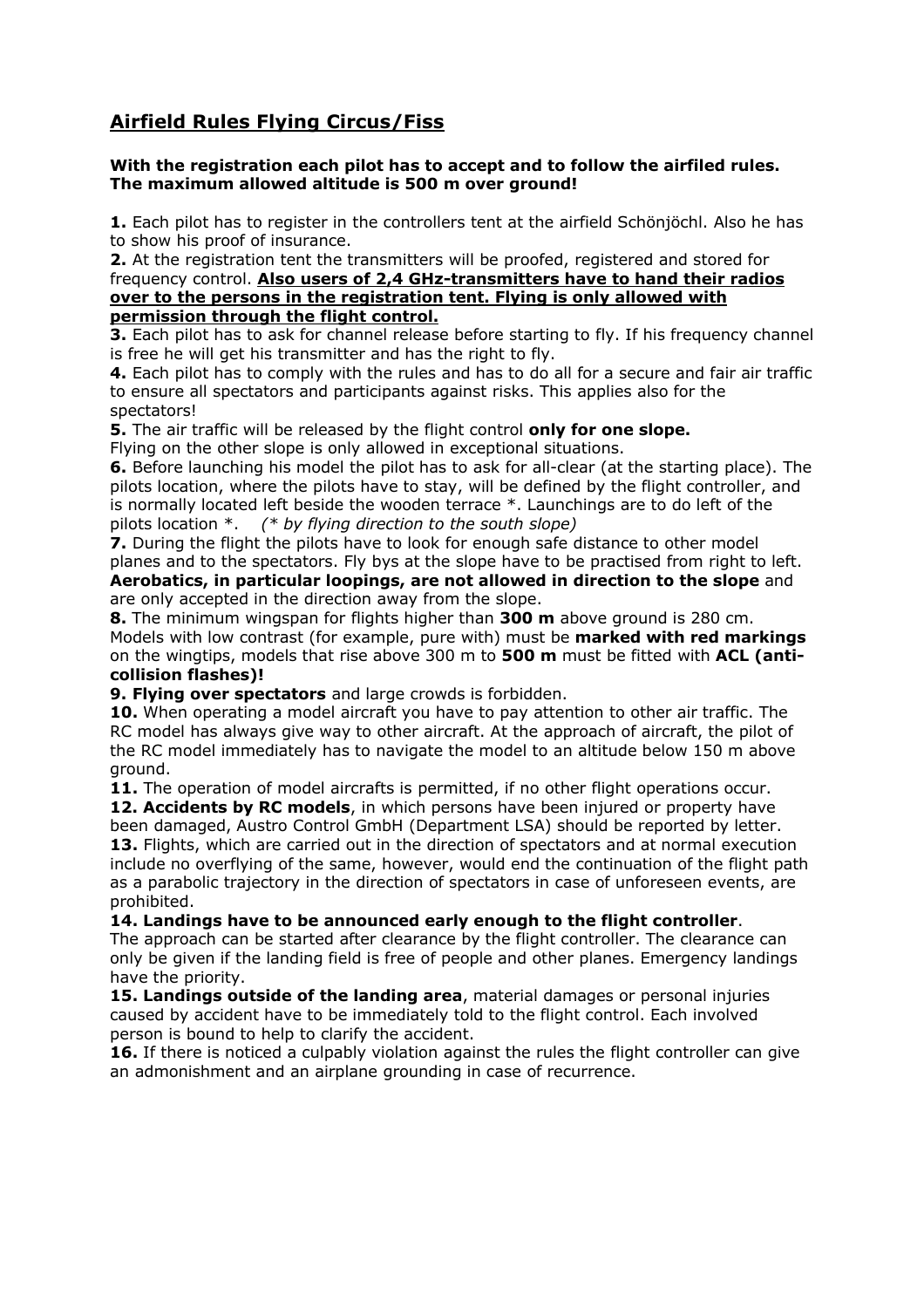# Airfield Rules Flying Circus/Fiss

**With the registration each pilot has to accept and to follow the airfiled rules. The maximum allowed altitude is 500 m over ground!**

**1.** Each pilot has to register in the controllers tent at the airfield Schönjöchl. Also he has to show his proof of insurance.

**2.** At the registration tent the transmitters will be proofed, registered and stored for frequency control. **Also users of 2,4 GHz-transmitters have to hand their radios over to the persons in the registration tent. Flying is only allowed with permission through the flight control.**

**3.** Each pilot has to ask for channel release before starting to fly. If his frequency channel is free he will get his transmitter and has the right to fly.

**4.** Each pilot has to comply with the rules and has to do all for a secure and fair air traffic to ensure all spectators and participants against risks. This applies also for the spectators!

**5.** The air traffic will be released by the flight control **only for one slope.**
Flying on the other slope is only allowed in exceptional situations.

**6.** Before launching his model the pilot has to ask for all-clear (at the starting place). The pilots location, where the pilots have to stay, will be defined by the flight controller, and is normally located left beside the wooden terrace *. Launchings are to do left of the pilots location *. *(* by flying direction to the south slope)*

**7.** During the flight the pilots have to look for enough safe distance to other model planes and to the spectators. Fly bys at the slope have to be practised from right to left. **Aerobatics, in particular loopings, are not allowed in direction to the slope** and are only accepted in the direction away from the slope.

**8.** The minimum wingspan for flights higher than **300 m** above ground is 280 cm. Models with low contrast (for example, pure with) must be **marked with red markings** on the wingtips, models that rise above 300 m to **500 m** must be fitted with **ACL (anti-collision flashes)!**

**9. Flying over spectators** and large crowds is forbidden.

**10.** When operating a model aircraft you have to pay attention to other air traffic. The RC model has always give way to other aircraft. At the approach of aircraft, the pilot of the RC model immediately has to navigate the model to an altitude below 150 m above ground.

**11.** The operation of model aircrafts is permitted, if no other flight operations occur.

**12. Accidents by RC models**, in which persons have been injured or property have been damaged, Austro Control GmbH (Department LSA) should be reported by letter.

**13.** Flights, which are carried out in the direction of spectators and at normal execution include no overflying of the same, however, would end the continuation of the flight path as a parabolic trajectory in the direction of spectators in case of unforeseen events, are prohibited.

**14. Landings have to be announced early enough to the flight controller**.
The approach can be started after clearance by the flight controller. The clearance can only be given if the landing field is free of people and other planes. Emergency landings have the priority.

**15. Landings outside of the landing area**, material damages or personal injuries caused by accident have to be immediately told to the flight control. Each involved person is bound to help to clarify the accident.

**16.** If there is noticed a culpably violation against the rules the flight controller can give an admonishment and an airplane grounding in case of recurrence.